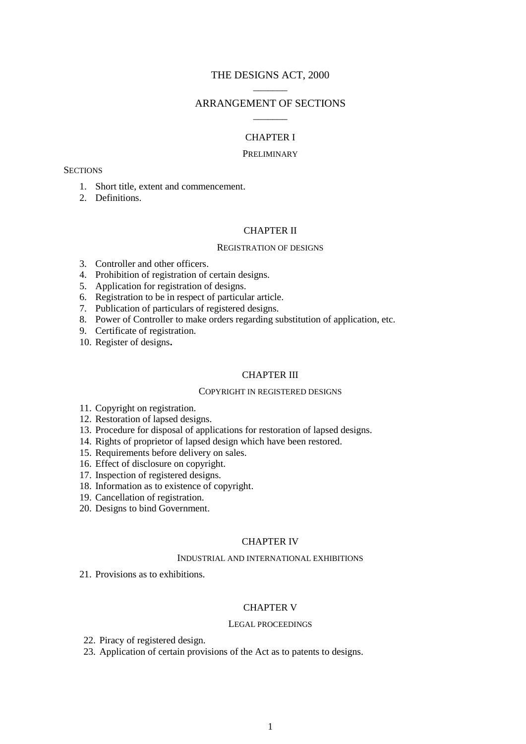# THE DESIGNS ACT, 2000

______

## ARRANGEMENT OF SECTIONS

______

### CHAPTER I

PRELIMINARY

SECTIONS

1. Short title, extent and commencement.
2. Definitions.

### CHAPTER II

REGISTRATION OF DESIGNS

3. Controller and other officers.
4. Prohibition of registration of certain designs.
5. Application for registration of designs.
6. Registration to be in respect of particular article.
7. Publication of particulars of registered designs.
8. Power of Controller to make orders regarding substitution of application, etc.
9. Certificate of registration.
10. Register of designs.

### CHAPTER III

COPYRIGHT IN REGISTERED DESIGNS

11. Copyright on registration.
12. Restoration of lapsed designs.
13. Procedure for disposal of applications for restoration of lapsed designs.
14. Rights of proprietor of lapsed design which have been restored.
15. Requirements before delivery on sales.
16. Effect of disclosure on copyright.
17. Inspection of registered designs.
18. Information as to existence of copyright.
19. Cancellation of registration.
20. Designs to bind Government.

### CHAPTER IV

INDUSTRIAL AND INTERNATIONAL EXHIBITIONS

21. Provisions as to exhibitions.

### CHAPTER V

LEGAL PROCEEDINGS

22. Piracy of registered design.
23. Application of certain provisions of the Act as to patents to designs.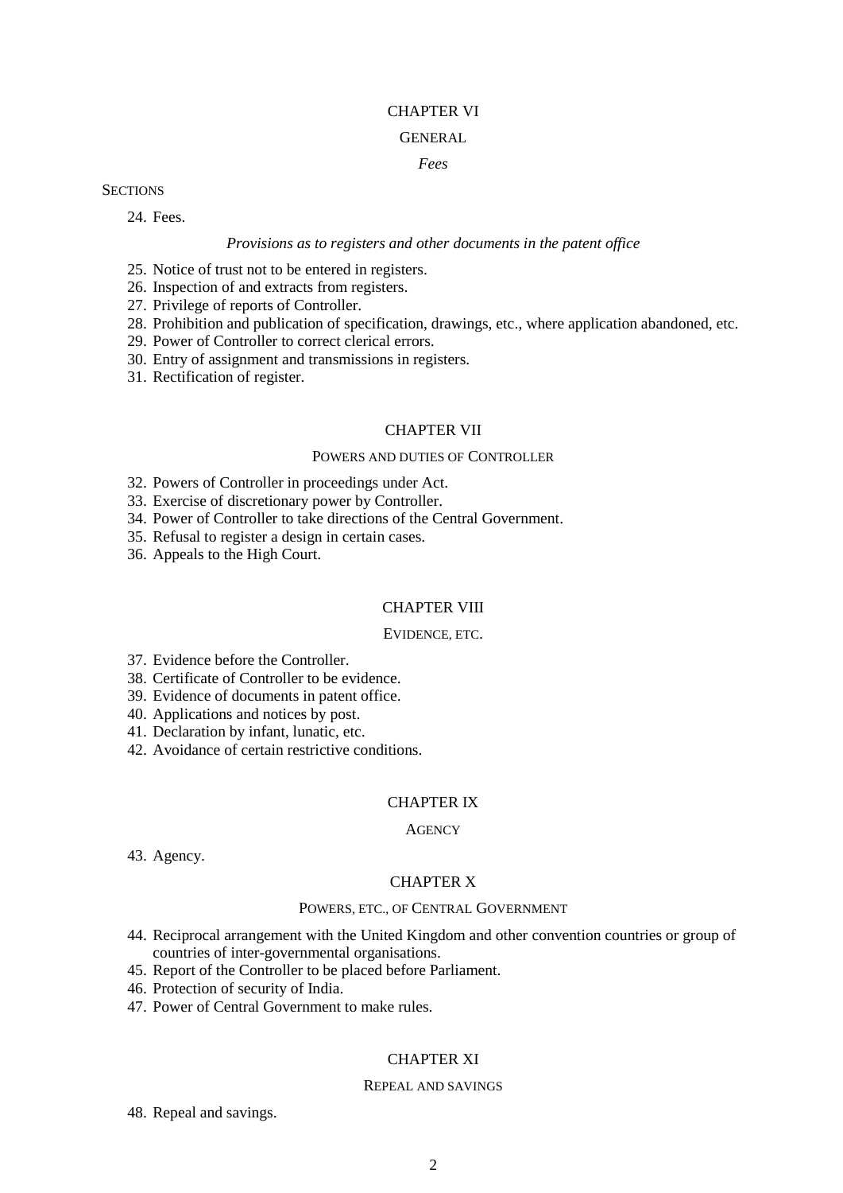## CHAPTER VI

### GENERAL

*Fees*

SECTIONS

24. Fees.

*Provisions as to registers and other documents in the patent office*

25. Notice of trust not to be entered in registers.
26. Inspection of and extracts from registers.
27. Privilege of reports of Controller.
28. Prohibition and publication of specification, drawings, etc., where application abandoned, etc.
29. Power of Controller to correct clerical errors.
30. Entry of assignment and transmissions in registers.
31. Rectification of register.

## CHAPTER VII

### POWERS AND DUTIES OF CONTROLLER

32. Powers of Controller in proceedings under Act.
33. Exercise of discretionary power by Controller.
34. Power of Controller to take directions of the Central Government.
35. Refusal to register a design in certain cases.
36. Appeals to the High Court.

## CHAPTER VIII

### EVIDENCE, ETC.

37. Evidence before the Controller.
38. Certificate of Controller to be evidence.
39. Evidence of documents in patent office.
40. Applications and notices by post.
41. Declaration by infant, lunatic, etc.
42. Avoidance of certain restrictive conditions.

## CHAPTER IX

### AGENCY

43. Agency.

## CHAPTER X

### POWERS, ETC., OF CENTRAL GOVERNMENT

44. Reciprocal arrangement with the United Kingdom and other convention countries or group of countries of inter-governmental organisations.
45. Report of the Controller to be placed before Parliament.
46. Protection of security of India.
47. Power of Central Government to make rules.

## CHAPTER XI

### REPEAL AND SAVINGS

48. Repeal and savings.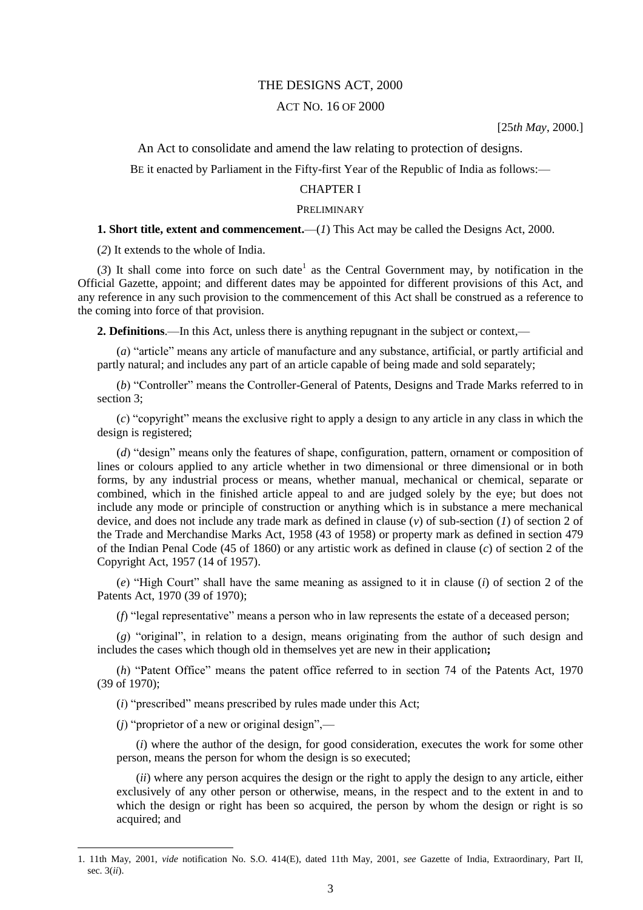# THE DESIGNS ACT, 2000

## ACT NO. 16 OF 2000

[25*th May*, 2000.]

An Act to consolidate and amend the law relating to protection of designs.

BE it enacted by Parliament in the Fifty-first Year of the Republic of India as follows:—

## CHAPTER I

### PRELIMINARY

**1. Short title, extent and commencement.**—(*1*) This Act may be called the Designs Act, 2000.

(*2*) It extends to the whole of India.

(*3*) It shall come into force on such date[1] as the Central Government may, by notification in the Official Gazette, appoint; and different dates may be appointed for different provisions of this Act, and any reference in any such provision to the commencement of this Act shall be construed as a reference to the coming into force of that provision.

**2. Definitions**.—In this Act, unless there is anything repugnant in the subject or context,—

(*a*) "article" means any article of manufacture and any substance, artificial, or partly artificial and partly natural; and includes any part of an article capable of being made and sold separately;

(*b*) "Controller" means the Controller-General of Patents, Designs and Trade Marks referred to in section 3;

(*c*) "copyright" means the exclusive right to apply a design to any article in any class in which the design is registered;

(*d*) "design" means only the features of shape, configuration, pattern, ornament or composition of lines or colours applied to any article whether in two dimensional or three dimensional or in both forms, by any industrial process or means, whether manual, mechanical or chemical, separate or combined, which in the finished article appeal to and are judged solely by the eye; but does not include any mode or principle of construction or anything which is in substance a mere mechanical device, and does not include any trade mark as defined in clause (*v*) of sub-section (*1*) of section 2 of the Trade and Merchandise Marks Act, 1958 (43 of 1958) or property mark as defined in section 479 of the Indian Penal Code (45 of 1860) or any artistic work as defined in clause (*c*) of section 2 of the Copyright Act, 1957 (14 of 1957).

(*e*) "High Court" shall have the same meaning as assigned to it in clause (*i*) of section 2 of the Patents Act, 1970 (39 of 1970);

(*f*) "legal representative" means a person who in law represents the estate of a deceased person;

(*g*) "original", in relation to a design, means originating from the author of such design and includes the cases which though old in themselves yet are new in their application**;**

(*h*) "Patent Office" means the patent office referred to in section 74 of the Patents Act, 1970 (39 of 1970);

(*i*) "prescribed" means prescribed by rules made under this Act;

(*j*) "proprietor of a new or original design",—

(*i*) where the author of the design, for good consideration, executes the work for some other person, means the person for whom the design is so executed;

(*ii*) where any person acquires the design or the right to apply the design to any article, either exclusively of any other person or otherwise, means, in the respect and to the extent in and to which the design or right has been so acquired, the person by whom the design or right is so acquired; and

---

1. 11th May, 2001, *vide* notification No. S.O. 414(E), dated 11th May, 2001, *see* Gazette of India, Extraordinary, Part II, sec. 3(*ii*).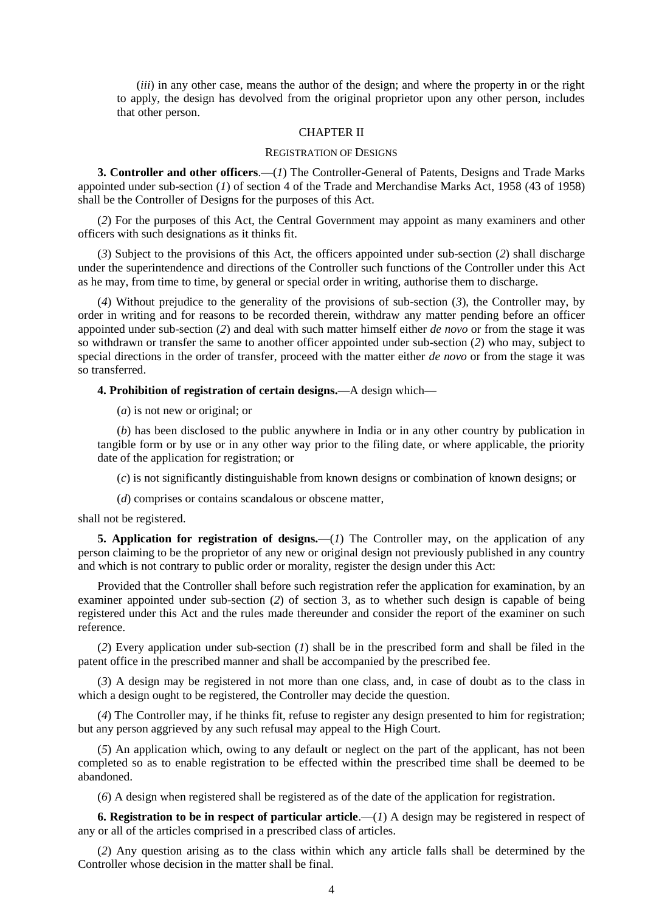(*iii*) in any other case, means the author of the design; and where the property in or the right to apply, the design has devolved from the original proprietor upon any other person, includes that other person.

## CHAPTER II

### REGISTRATION OF DESIGNS

**3. Controller and other officers**.—(*1*) The Controller-General of Patents, Designs and Trade Marks appointed under sub-section (*1*) of section 4 of the Trade and Merchandise Marks Act, 1958 (43 of 1958) shall be the Controller of Designs for the purposes of this Act.

(*2*) For the purposes of this Act, the Central Government may appoint as many examiners and other officers with such designations as it thinks fit.

(*3*) Subject to the provisions of this Act, the officers appointed under sub-section (*2*) shall discharge under the superintendence and directions of the Controller such functions of the Controller under this Act as he may, from time to time, by general or special order in writing, authorise them to discharge.

(*4*) Without prejudice to the generality of the provisions of sub-section (*3*), the Controller may, by order in writing and for reasons to be recorded therein, withdraw any matter pending before an officer appointed under sub-section (*2*) and deal with such matter himself either *de novo* or from the stage it was so withdrawn or transfer the same to another officer appointed under sub-section (*2*) who may, subject to special directions in the order of transfer, proceed with the matter either *de novo* or from the stage it was so transferred.

**4. Prohibition of registration of certain designs.**—A design which—

(*a*) is not new or original; or

(*b*) has been disclosed to the public anywhere in India or in any other country by publication in tangible form or by use or in any other way prior to the filing date, or where applicable, the priority date of the application for registration; or

(*c*) is not significantly distinguishable from known designs or combination of known designs; or

(*d*) comprises or contains scandalous or obscene matter,

shall not be registered.

**5. Application for registration of designs.**—(*1*) The Controller may, on the application of any person claiming to be the proprietor of any new or original design not previously published in any country and which is not contrary to public order or morality, register the design under this Act:

Provided that the Controller shall before such registration refer the application for examination, by an examiner appointed under sub-section (*2*) of section 3, as to whether such design is capable of being registered under this Act and the rules made thereunder and consider the report of the examiner on such reference.

(*2*) Every application under sub-section (*1*) shall be in the prescribed form and shall be filed in the patent office in the prescribed manner and shall be accompanied by the prescribed fee.

(*3*) A design may be registered in not more than one class, and, in case of doubt as to the class in which a design ought to be registered, the Controller may decide the question.

(*4*) The Controller may, if he thinks fit, refuse to register any design presented to him for registration; but any person aggrieved by any such refusal may appeal to the High Court.

(*5*) An application which, owing to any default or neglect on the part of the applicant, has not been completed so as to enable registration to be effected within the prescribed time shall be deemed to be abandoned.

(*6*) A design when registered shall be registered as of the date of the application for registration.

**6. Registration to be in respect of particular article**.—(*1*) A design may be registered in respect of any or all of the articles comprised in a prescribed class of articles.

(*2*) Any question arising as to the class within which any article falls shall be determined by the Controller whose decision in the matter shall be final.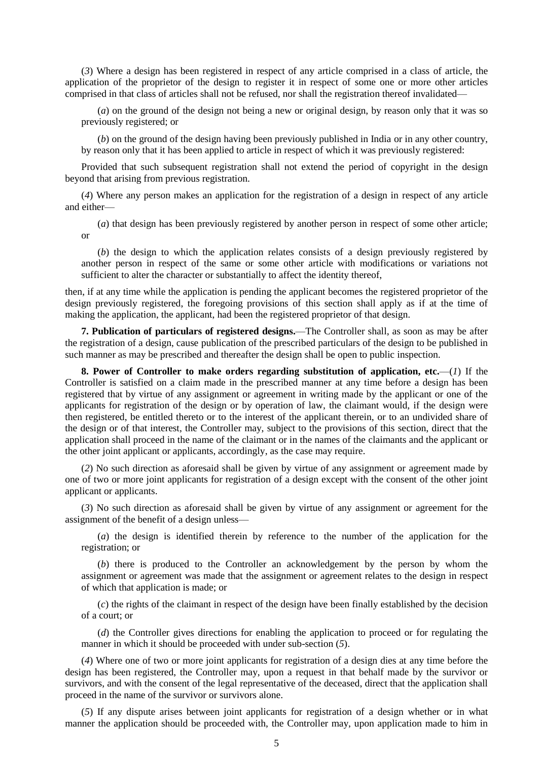(*3*) Where a design has been registered in respect of any article comprised in a class of article, the application of the proprietor of the design to register it in respect of some one or more other articles comprised in that class of articles shall not be refused, nor shall the registration thereof invalidated—

(*a*) on the ground of the design not being a new or original design, by reason only that it was so previously registered; or

(*b*) on the ground of the design having been previously published in India or in any other country, by reason only that it has been applied to article in respect of which it was previously registered:

Provided that such subsequent registration shall not extend the period of copyright in the design beyond that arising from previous registration.

(*4*) Where any person makes an application for the registration of a design in respect of any article and either—

(*a*) that design has been previously registered by another person in respect of some other article; or

(*b*) the design to which the application relates consists of a design previously registered by another person in respect of the same or some other article with modifications or variations not sufficient to alter the character or substantially to affect the identity thereof,

then, if at any time while the application is pending the applicant becomes the registered proprietor of the design previously registered, the foregoing provisions of this section shall apply as if at the time of making the application, the applicant, had been the registered proprietor of that design.

**7. Publication of particulars of registered designs.**—The Controller shall, as soon as may be after the registration of a design, cause publication of the prescribed particulars of the design to be published in such manner as may be prescribed and thereafter the design shall be open to public inspection.

**8. Power of Controller to make orders regarding substitution of application, etc.**—(*1*) If the Controller is satisfied on a claim made in the prescribed manner at any time before a design has been registered that by virtue of any assignment or agreement in writing made by the applicant or one of the applicants for registration of the design or by operation of law, the claimant would, if the design were then registered, be entitled thereto or to the interest of the applicant therein, or to an undivided share of the design or of that interest, the Controller may, subject to the provisions of this section, direct that the application shall proceed in the name of the claimant or in the names of the claimants and the applicant or the other joint applicant or applicants, accordingly, as the case may require.

(*2*) No such direction as aforesaid shall be given by virtue of any assignment or agreement made by one of two or more joint applicants for registration of a design except with the consent of the other joint applicant or applicants.

(*3*) No such direction as aforesaid shall be given by virtue of any assignment or agreement for the assignment of the benefit of a design unless—

(*a*) the design is identified therein by reference to the number of the application for the registration; or

(*b*) there is produced to the Controller an acknowledgement by the person by whom the assignment or agreement was made that the assignment or agreement relates to the design in respect of which that application is made; or

(*c*) the rights of the claimant in respect of the design have been finally established by the decision of a court; or

(*d*) the Controller gives directions for enabling the application to proceed or for regulating the manner in which it should be proceeded with under sub-section (*5*).

(*4*) Where one of two or more joint applicants for registration of a design dies at any time before the design has been registered, the Controller may, upon a request in that behalf made by the survivor or survivors, and with the consent of the legal representative of the deceased, direct that the application shall proceed in the name of the survivor or survivors alone.

(*5*) If any dispute arises between joint applicants for registration of a design whether or in what manner the application should be proceeded with, the Controller may, upon application made to him in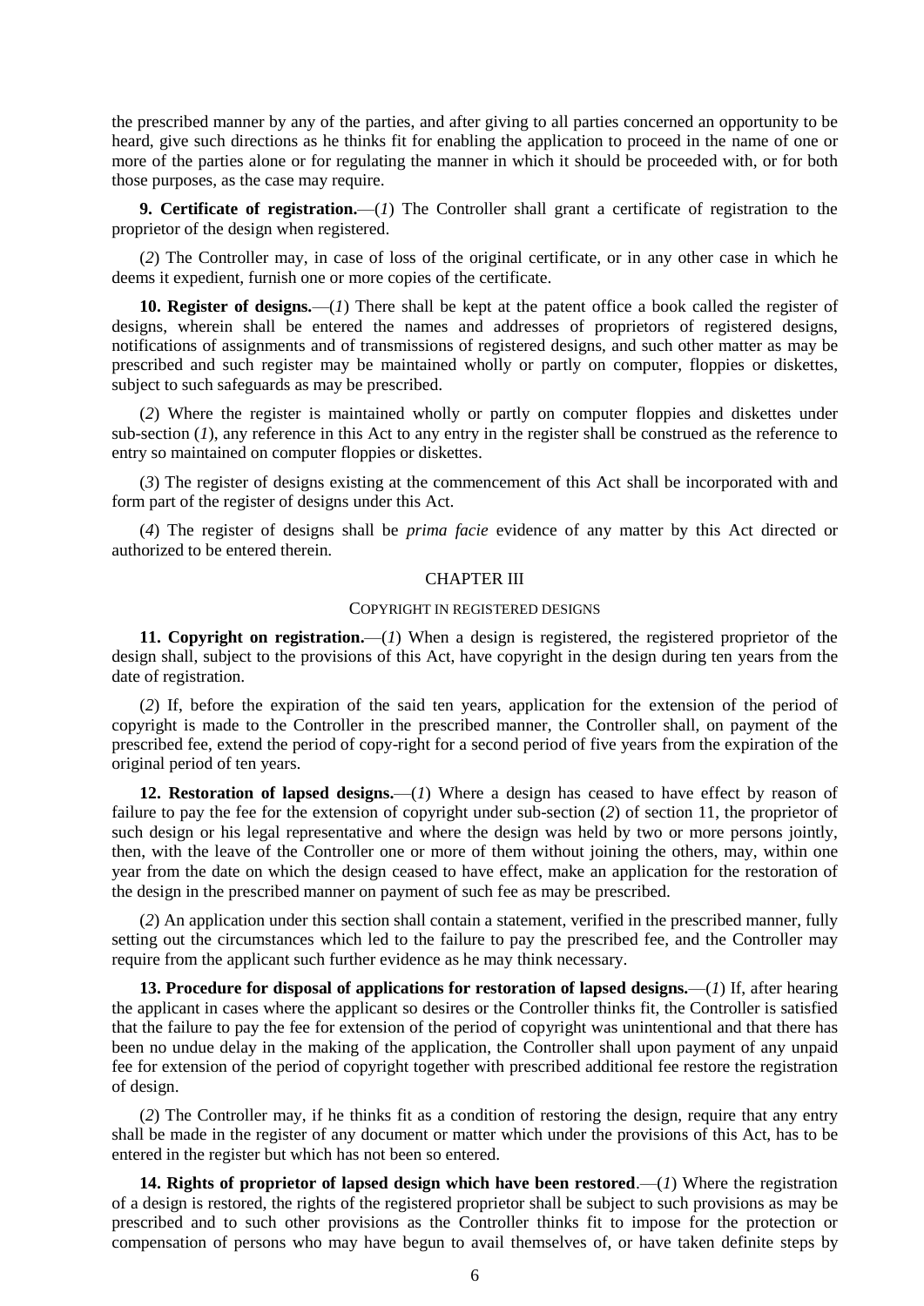the prescribed manner by any of the parties, and after giving to all parties concerned an opportunity to be heard, give such directions as he thinks fit for enabling the application to proceed in the name of one or more of the parties alone or for regulating the manner in which it should be proceeded with, or for both those purposes, as the case may require.

**9. Certificate of registration.**—(*1*) The Controller shall grant a certificate of registration to the proprietor of the design when registered.

(*2*) The Controller may, in case of loss of the original certificate, or in any other case in which he deems it expedient, furnish one or more copies of the certificate.

**10. Register of designs.**—(*1*) There shall be kept at the patent office a book called the register of designs, wherein shall be entered the names and addresses of proprietors of registered designs, notifications of assignments and of transmissions of registered designs, and such other matter as may be prescribed and such register may be maintained wholly or partly on computer, floppies or diskettes, subject to such safeguards as may be prescribed.

(*2*) Where the register is maintained wholly or partly on computer floppies and diskettes under sub-section (*1*), any reference in this Act to any entry in the register shall be construed as the reference to entry so maintained on computer floppies or diskettes.

(*3*) The register of designs existing at the commencement of this Act shall be incorporated with and form part of the register of designs under this Act.

(*4*) The register of designs shall be *prima facie* evidence of any matter by this Act directed or authorized to be entered therein.

## CHAPTER III

### COPYRIGHT IN REGISTERED DESIGNS

**11. Copyright on registration.**—(*1*) When a design is registered, the registered proprietor of the design shall, subject to the provisions of this Act, have copyright in the design during ten years from the date of registration.

(*2*) If, before the expiration of the said ten years, application for the extension of the period of copyright is made to the Controller in the prescribed manner, the Controller shall, on payment of the prescribed fee, extend the period of copy-right for a second period of five years from the expiration of the original period of ten years.

**12. Restoration of lapsed designs.**—(*1*) Where a design has ceased to have effect by reason of failure to pay the fee for the extension of copyright under sub-section (*2*) of section 11, the proprietor of such design or his legal representative and where the design was held by two or more persons jointly, then, with the leave of the Controller one or more of them without joining the others, may, within one year from the date on which the design ceased to have effect, make an application for the restoration of the design in the prescribed manner on payment of such fee as may be prescribed.

(*2*) An application under this section shall contain a statement, verified in the prescribed manner, fully setting out the circumstances which led to the failure to pay the prescribed fee, and the Controller may require from the applicant such further evidence as he may think necessary.

**13. Procedure for disposal of applications for restoration of lapsed designs.**—(*1*) If, after hearing the applicant in cases where the applicant so desires or the Controller thinks fit, the Controller is satisfied that the failure to pay the fee for extension of the period of copyright was unintentional and that there has been no undue delay in the making of the application, the Controller shall upon payment of any unpaid fee for extension of the period of copyright together with prescribed additional fee restore the registration of design.

(*2*) The Controller may, if he thinks fit as a condition of restoring the design, require that any entry shall be made in the register of any document or matter which under the provisions of this Act, has to be entered in the register but which has not been so entered.

**14. Rights of proprietor of lapsed design which have been restored**.—(*1*) Where the registration of a design is restored, the rights of the registered proprietor shall be subject to such provisions as may be prescribed and to such other provisions as the Controller thinks fit to impose for the protection or compensation of persons who may have begun to avail themselves of, or have taken definite steps by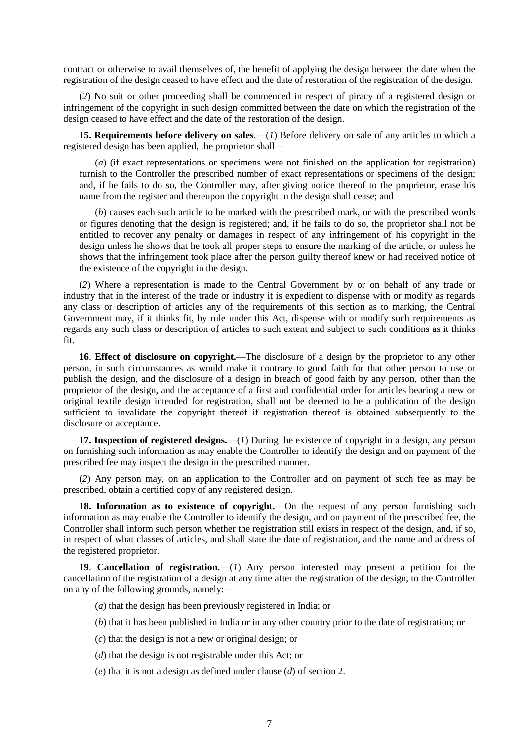contract or otherwise to avail themselves of, the benefit of applying the design between the date when the registration of the design ceased to have effect and the date of restoration of the registration of the design.

(*2*) No suit or other proceeding shall be commenced in respect of piracy of a registered design or infringement of the copyright in such design committed between the date on which the registration of the design ceased to have effect and the date of the restoration of the design.

**15. Requirements before delivery on sales**.—(*1*) Before delivery on sale of any articles to which a registered design has been applied, the proprietor shall—

(*a*) (if exact representations or specimens were not finished on the application for registration) furnish to the Controller the prescribed number of exact representations or specimens of the design; and, if he fails to do so, the Controller may, after giving notice thereof to the proprietor, erase his name from the register and thereupon the copyright in the design shall cease; and

(*b*) causes each such article to be marked with the prescribed mark, or with the prescribed words or figures denoting that the design is registered; and, if he fails to do so, the proprietor shall not be entitled to recover any penalty or damages in respect of any infringement of his copyright in the design unless he shows that he took all proper steps to ensure the marking of the article, or unless he shows that the infringement took place after the person guilty thereof knew or had received notice of the existence of the copyright in the design.

(*2*) Where a representation is made to the Central Government by or on behalf of any trade or industry that in the interest of the trade or industry it is expedient to dispense with or modify as regards any class or description of articles any of the requirements of this section as to marking, the Central Government may, if it thinks fit, by rule under this Act, dispense with or modify such requirements as regards any such class or description of articles to such extent and subject to such conditions as it thinks fit.

**16**. **Effect of disclosure on copyright.**—The disclosure of a design by the proprietor to any other person, in such circumstances as would make it contrary to good faith for that other person to use or publish the design, and the disclosure of a design in breach of good faith by any person, other than the proprietor of the design, and the acceptance of a first and confidential order for articles bearing a new or original textile design intended for registration, shall not be deemed to be a publication of the design sufficient to invalidate the copyright thereof if registration thereof is obtained subsequently to the disclosure or acceptance.

**17. Inspection of registered designs.**—(*1*) During the existence of copyright in a design, any person on furnishing such information as may enable the Controller to identify the design and on payment of the prescribed fee may inspect the design in the prescribed manner.

(*2*) Any person may, on an application to the Controller and on payment of such fee as may be prescribed, obtain a certified copy of any registered design.

**18. Information as to existence of copyright.**—On the request of any person furnishing such information as may enable the Controller to identify the design, and on payment of the prescribed fee, the Controller shall inform such person whether the registration still exists in respect of the design, and, if so, in respect of what classes of articles, and shall state the date of registration, and the name and address of the registered proprietor.

**19**. **Cancellation of registration.**—(*1*) Any person interested may present a petition for the cancellation of the registration of a design at any time after the registration of the design, to the Controller on any of the following grounds, namely:—

(*a*) that the design has been previously registered in India; or

(*b*) that it has been published in India or in any other country prior to the date of registration; or

(*c*) that the design is not a new or original design; or

(*d*) that the design is not registrable under this Act; or

(*e*) that it is not a design as defined under clause (*d*) of section 2.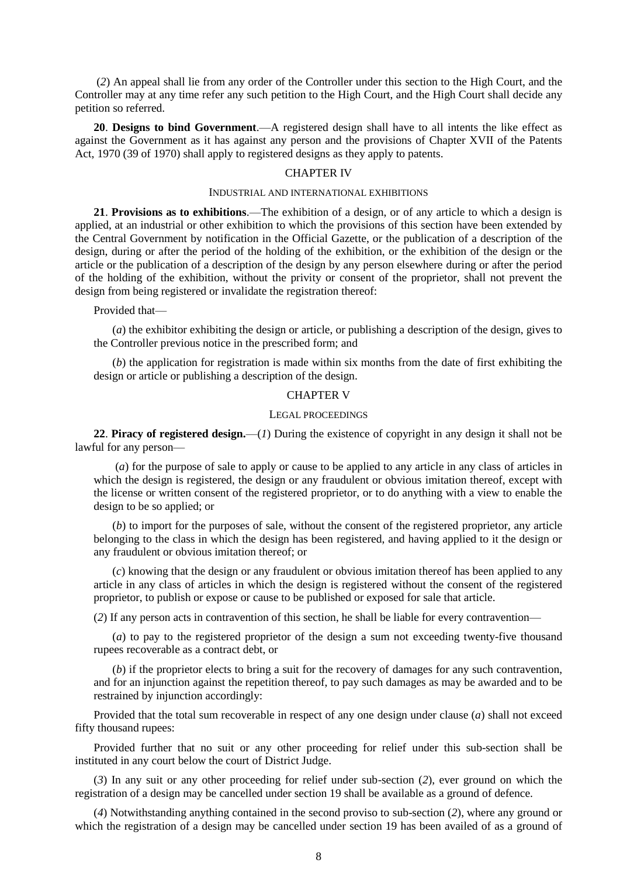(*2*) An appeal shall lie from any order of the Controller under this section to the High Court, and the Controller may at any time refer any such petition to the High Court, and the High Court shall decide any petition so referred.

**20**. **Designs to bind Government**.—A registered design shall have to all intents the like effect as against the Government as it has against any person and the provisions of Chapter XVII of the Patents Act, 1970 (39 of 1970) shall apply to registered designs as they apply to patents.

## CHAPTER IV

### INDUSTRIAL AND INTERNATIONAL EXHIBITIONS

**21**. **Provisions as to exhibitions**.—The exhibition of a design, or of any article to which a design is applied, at an industrial or other exhibition to which the provisions of this section have been extended by the Central Government by notification in the Official Gazette, or the publication of a description of the design, during or after the period of the holding of the exhibition, or the exhibition of the design or the article or the publication of a description of the design by any person elsewhere during or after the period of the holding of the exhibition, without the privity or consent of the proprietor, shall not prevent the design from being registered or invalidate the registration thereof:

Provided that—

(*a*) the exhibitor exhibiting the design or article, or publishing a description of the design, gives to the Controller previous notice in the prescribed form; and

(*b*) the application for registration is made within six months from the date of first exhibiting the design or article or publishing a description of the design.

## CHAPTER V

### LEGAL PROCEEDINGS

**22**. **Piracy of registered design.**—(*1*) During the existence of copyright in any design it shall not be lawful for any person—

(*a*) for the purpose of sale to apply or cause to be applied to any article in any class of articles in which the design is registered, the design or any fraudulent or obvious imitation thereof, except with the license or written consent of the registered proprietor, or to do anything with a view to enable the design to be so applied; or

(*b*) to import for the purposes of sale, without the consent of the registered proprietor, any article belonging to the class in which the design has been registered, and having applied to it the design or any fraudulent or obvious imitation thereof; or

(*c*) knowing that the design or any fraudulent or obvious imitation thereof has been applied to any article in any class of articles in which the design is registered without the consent of the registered proprietor, to publish or expose or cause to be published or exposed for sale that article.

(*2*) If any person acts in contravention of this section, he shall be liable for every contravention—

(*a*) to pay to the registered proprietor of the design a sum not exceeding twenty-five thousand rupees recoverable as a contract debt, or

(*b*) if the proprietor elects to bring a suit for the recovery of damages for any such contravention, and for an injunction against the repetition thereof, to pay such damages as may be awarded and to be restrained by injunction accordingly:

Provided that the total sum recoverable in respect of any one design under clause (*a*) shall not exceed fifty thousand rupees:

Provided further that no suit or any other proceeding for relief under this sub-section shall be instituted in any court below the court of District Judge.

(*3*) In any suit or any other proceeding for relief under sub-section (*2*), ever ground on which the registration of a design may be cancelled under section 19 shall be available as a ground of defence.

(*4*) Notwithstanding anything contained in the second proviso to sub-section (*2*), where any ground or which the registration of a design may be cancelled under section 19 has been availed of as a ground of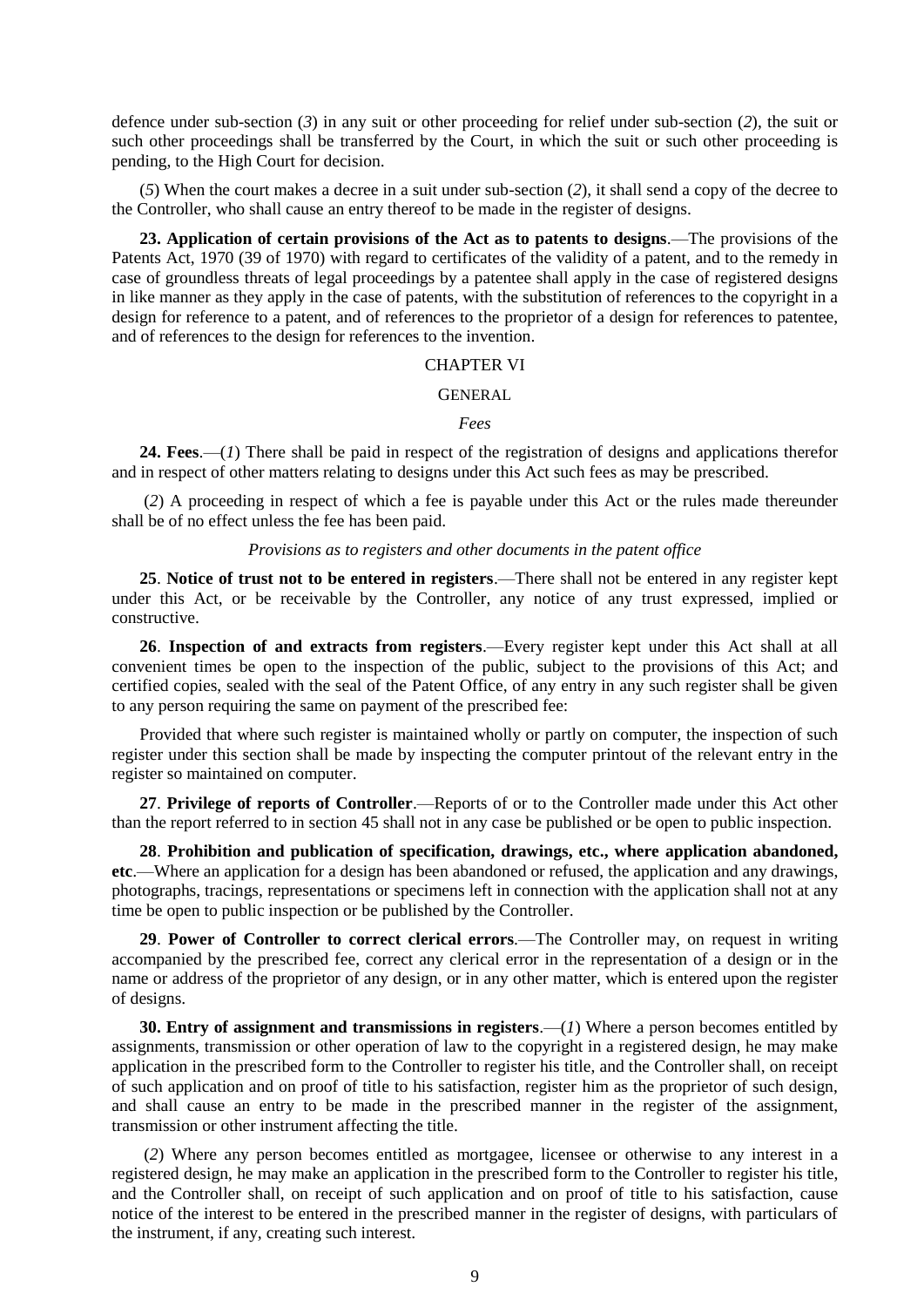defence under sub-section (*3*) in any suit or other proceeding for relief under sub-section (*2*), the suit or such other proceedings shall be transferred by the Court, in which the suit or such other proceeding is pending, to the High Court for decision.

(*5*) When the court makes a decree in a suit under sub-section (*2*), it shall send a copy of the decree to the Controller, who shall cause an entry thereof to be made in the register of designs.

**23. Application of certain provisions of the Act as to patents to designs**.—The provisions of the Patents Act, 1970 (39 of 1970) with regard to certificates of the validity of a patent, and to the remedy in case of groundless threats of legal proceedings by a patentee shall apply in the case of registered designs in like manner as they apply in the case of patents, with the substitution of references to the copyright in a design for reference to a patent, and of references to the proprietor of a design for references to patentee, and of references to the design for references to the invention.

## CHAPTER VI

### GENERAL

*Fees*

**24. Fees**.—(*1*) There shall be paid in respect of the registration of designs and applications therefor and in respect of other matters relating to designs under this Act such fees as may be prescribed.

(*2*) A proceeding in respect of which a fee is payable under this Act or the rules made thereunder shall be of no effect unless the fee has been paid.

*Provisions as to registers and other documents in the patent office*

**25**. **Notice of trust not to be entered in registers**.—There shall not be entered in any register kept under this Act, or be receivable by the Controller, any notice of any trust expressed, implied or constructive.

**26**. **Inspection of and extracts from registers**.—Every register kept under this Act shall at all convenient times be open to the inspection of the public, subject to the provisions of this Act; and certified copies, sealed with the seal of the Patent Office, of any entry in any such register shall be given to any person requiring the same on payment of the prescribed fee:

Provided that where such register is maintained wholly or partly on computer, the inspection of such register under this section shall be made by inspecting the computer printout of the relevant entry in the register so maintained on computer.

**27**. **Privilege of reports of Controller**.—Reports of or to the Controller made under this Act other than the report referred to in section 45 shall not in any case be published or be open to public inspection.

**28**. **Prohibition and publication of specification, drawings, etc., where application abandoned, etc**.—Where an application for a design has been abandoned or refused, the application and any drawings, photographs, tracings, representations or specimens left in connection with the application shall not at any time be open to public inspection or be published by the Controller.

**29**. **Power of Controller to correct clerical errors**.—The Controller may, on request in writing accompanied by the prescribed fee, correct any clerical error in the representation of a design or in the name or address of the proprietor of any design, or in any other matter, which is entered upon the register of designs.

**30. Entry of assignment and transmissions in registers**.—(*1*) Where a person becomes entitled by assignments, transmission or other operation of law to the copyright in a registered design, he may make application in the prescribed form to the Controller to register his title, and the Controller shall, on receipt of such application and on proof of title to his satisfaction, register him as the proprietor of such design, and shall cause an entry to be made in the prescribed manner in the register of the assignment, transmission or other instrument affecting the title.

(*2*) Where any person becomes entitled as mortgagee, licensee or otherwise to any interest in a registered design, he may make an application in the prescribed form to the Controller to register his title, and the Controller shall, on receipt of such application and on proof of title to his satisfaction, cause notice of the interest to be entered in the prescribed manner in the register of designs, with particulars of the instrument, if any, creating such interest.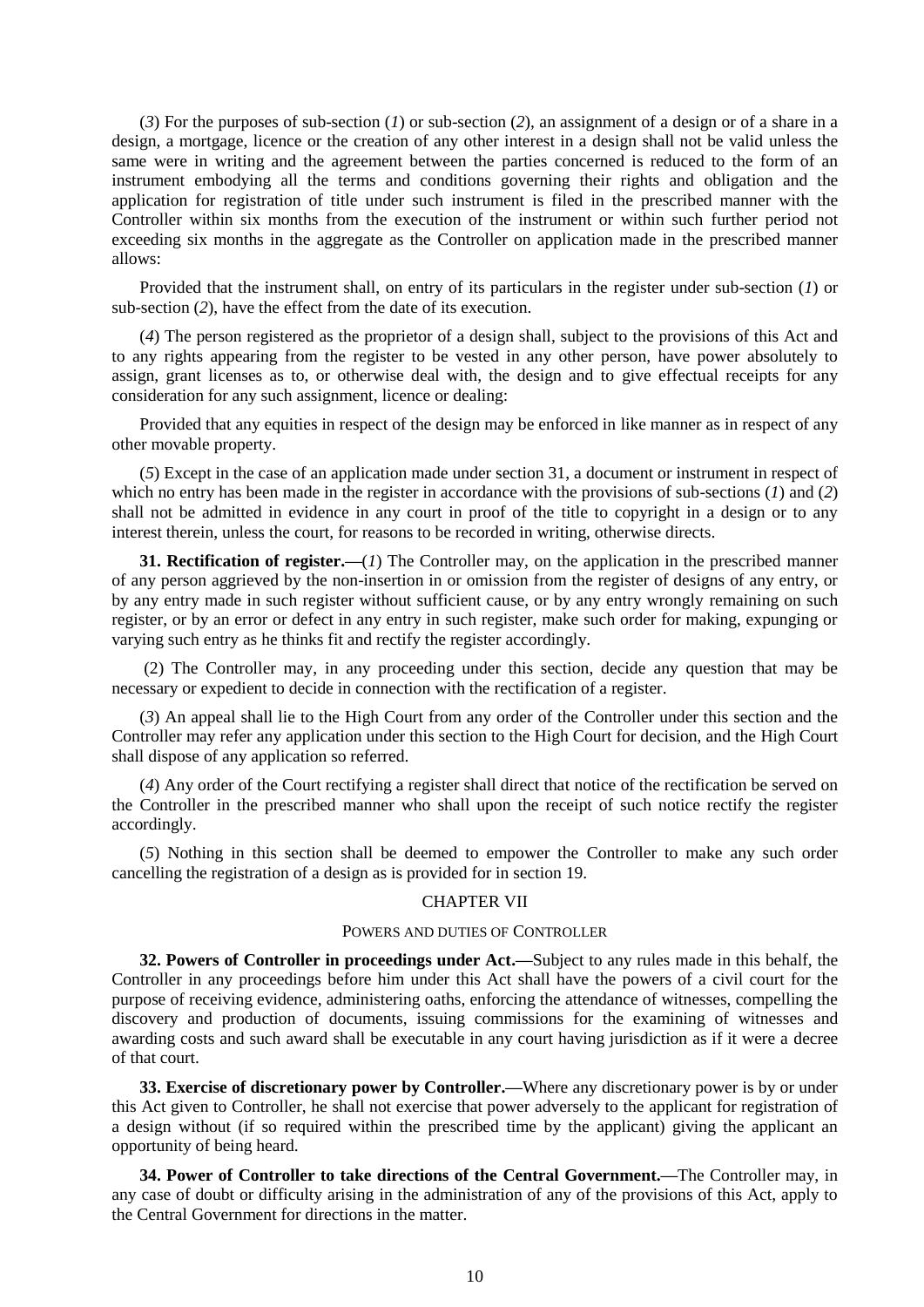(*3*) For the purposes of sub-section (*1*) or sub-section (*2*), an assignment of a design or of a share in a design, a mortgage, licence or the creation of any other interest in a design shall not be valid unless the same were in writing and the agreement between the parties concerned is reduced to the form of an instrument embodying all the terms and conditions governing their rights and obligation and the application for registration of title under such instrument is filed in the prescribed manner with the Controller within six months from the execution of the instrument or within such further period not exceeding six months in the aggregate as the Controller on application made in the prescribed manner allows:

Provided that the instrument shall, on entry of its particulars in the register under sub-section (*1*) or sub-section (*2*), have the effect from the date of its execution.

(*4*) The person registered as the proprietor of a design shall, subject to the provisions of this Act and to any rights appearing from the register to be vested in any other person, have power absolutely to assign, grant licenses as to, or otherwise deal with, the design and to give effectual receipts for any consideration for any such assignment, licence or dealing:

Provided that any equities in respect of the design may be enforced in like manner as in respect of any other movable property.

(*5*) Except in the case of an application made under section 31, a document or instrument in respect of which no entry has been made in the register in accordance with the provisions of sub-sections (*1*) and (*2*) shall not be admitted in evidence in any court in proof of the title to copyright in a design or to any interest therein, unless the court, for reasons to be recorded in writing, otherwise directs.

**31. Rectification of register.—**(*1*) The Controller may, on the application in the prescribed manner of any person aggrieved by the non-insertion in or omission from the register of designs of any entry, or by any entry made in such register without sufficient cause, or by any entry wrongly remaining on such register, or by an error or defect in any entry in such register, make such order for making, expunging or varying such entry as he thinks fit and rectify the register accordingly.

(2) The Controller may, in any proceeding under this section, decide any question that may be necessary or expedient to decide in connection with the rectification of a register.

(*3*) An appeal shall lie to the High Court from any order of the Controller under this section and the Controller may refer any application under this section to the High Court for decision, and the High Court shall dispose of any application so referred.

(*4*) Any order of the Court rectifying a register shall direct that notice of the rectification be served on the Controller in the prescribed manner who shall upon the receipt of such notice rectify the register accordingly.

(*5*) Nothing in this section shall be deemed to empower the Controller to make any such order cancelling the registration of a design as is provided for in section 19.

## CHAPTER VII

### POWERS AND DUTIES OF CONTROLLER

**32. Powers of Controller in proceedings under Act.—**Subject to any rules made in this behalf, the Controller in any proceedings before him under this Act shall have the powers of a civil court for the purpose of receiving evidence, administering oaths, enforcing the attendance of witnesses, compelling the discovery and production of documents, issuing commissions for the examining of witnesses and awarding costs and such award shall be executable in any court having jurisdiction as if it were a decree of that court.

**33. Exercise of discretionary power by Controller.—**Where any discretionary power is by or under this Act given to Controller, he shall not exercise that power adversely to the applicant for registration of a design without (if so required within the prescribed time by the applicant) giving the applicant an opportunity of being heard.

**34. Power of Controller to take directions of the Central Government.—**The Controller may, in any case of doubt or difficulty arising in the administration of any of the provisions of this Act, apply to the Central Government for directions in the matter.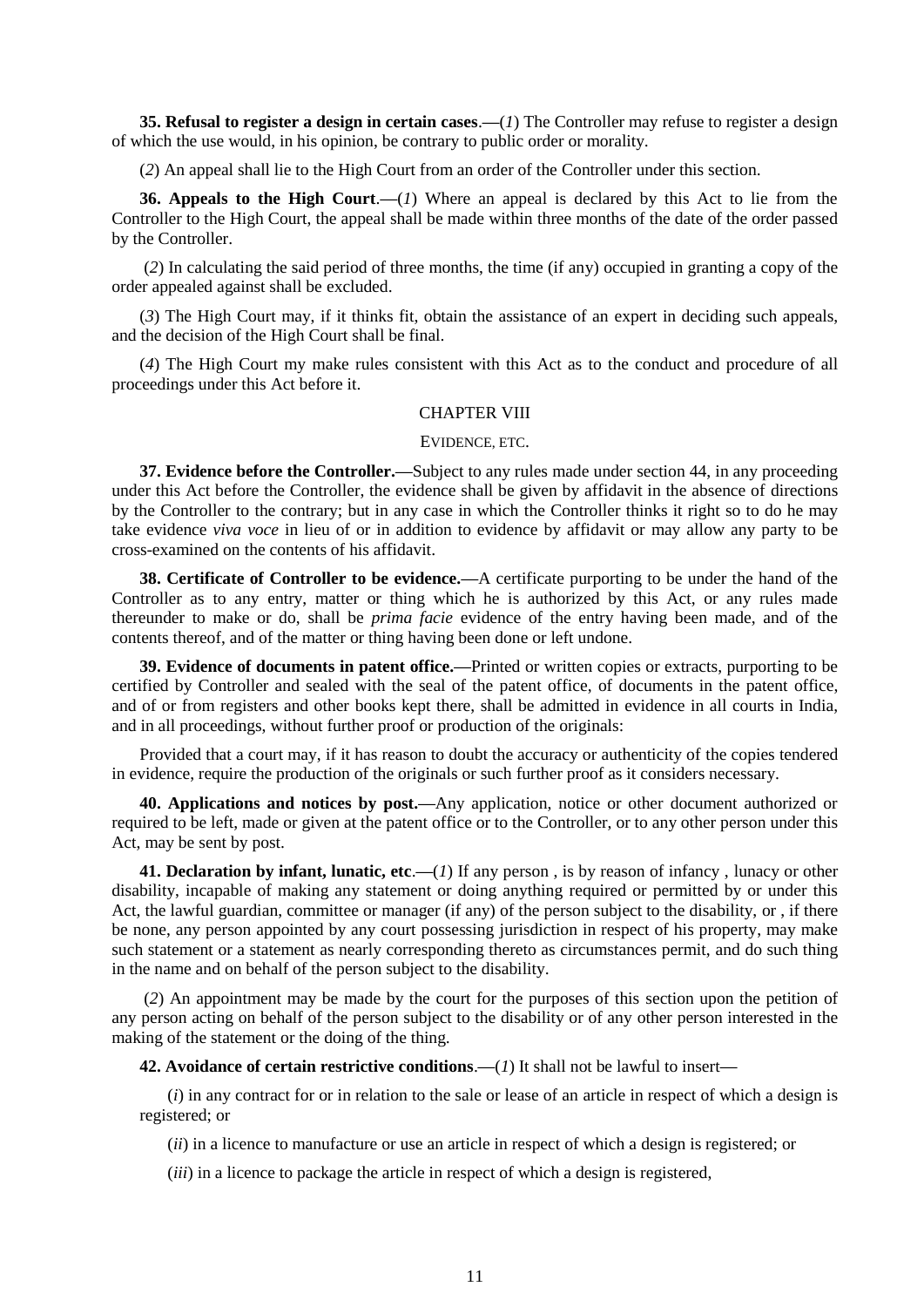**35. Refusal to register a design in certain cases**.—(*1*) The Controller may refuse to register a design of which the use would, in his opinion, be contrary to public order or morality.

(*2*) An appeal shall lie to the High Court from an order of the Controller under this section.

**36. Appeals to the High Court**.—(*1*) Where an appeal is declared by this Act to lie from the Controller to the High Court, the appeal shall be made within three months of the date of the order passed by the Controller.

(*2*) In calculating the said period of three months, the time (if any) occupied in granting a copy of the order appealed against shall be excluded.

(*3*) The High Court may, if it thinks fit, obtain the assistance of an expert in deciding such appeals, and the decision of the High Court shall be final.

(*4*) The High Court my make rules consistent with this Act as to the conduct and procedure of all proceedings under this Act before it.

## CHAPTER VIII

### EVIDENCE, ETC.

**37. Evidence before the Controller.**—Subject to any rules made under section 44, in any proceeding under this Act before the Controller, the evidence shall be given by affidavit in the absence of directions by the Controller to the contrary; but in any case in which the Controller thinks it right so to do he may take evidence *viva voce* in lieu of or in addition to evidence by affidavit or may allow any party to be cross-examined on the contents of his affidavit.

**38. Certificate of Controller to be evidence.**—A certificate purporting to be under the hand of the Controller as to any entry, matter or thing which he is authorized by this Act, or any rules made thereunder to make or do, shall be *prima facie* evidence of the entry having been made, and of the contents thereof, and of the matter or thing having been done or left undone.

**39. Evidence of documents in patent office.**—Printed or written copies or extracts, purporting to be certified by Controller and sealed with the seal of the patent office, of documents in the patent office, and of or from registers and other books kept there, shall be admitted in evidence in all courts in India, and in all proceedings, without further proof or production of the originals:

Provided that a court may, if it has reason to doubt the accuracy or authenticity of the copies tendered in evidence, require the production of the originals or such further proof as it considers necessary.

**40. Applications and notices by post.**—Any application, notice or other document authorized or required to be left, made or given at the patent office or to the Controller, or to any other person under this Act, may be sent by post.

**41. Declaration by infant, lunatic, etc**.—(*1*) If any person , is by reason of infancy , lunacy or other disability, incapable of making any statement or doing anything required or permitted by or under this Act, the lawful guardian, committee or manager (if any) of the person subject to the disability, or , if there be none, any person appointed by any court possessing jurisdiction in respect of his property, may make such statement or a statement as nearly corresponding thereto as circumstances permit, and do such thing in the name and on behalf of the person subject to the disability.

(*2*) An appointment may be made by the court for the purposes of this section upon the petition of any person acting on behalf of the person subject to the disability or of any other person interested in the making of the statement or the doing of the thing.

**42. Avoidance of certain restrictive conditions**.—(*1*) It shall not be lawful to insert—

(*i*) in any contract for or in relation to the sale or lease of an article in respect of which a design is registered; or

(*ii*) in a licence to manufacture or use an article in respect of which a design is registered; or

(*iii*) in a licence to package the article in respect of which a design is registered,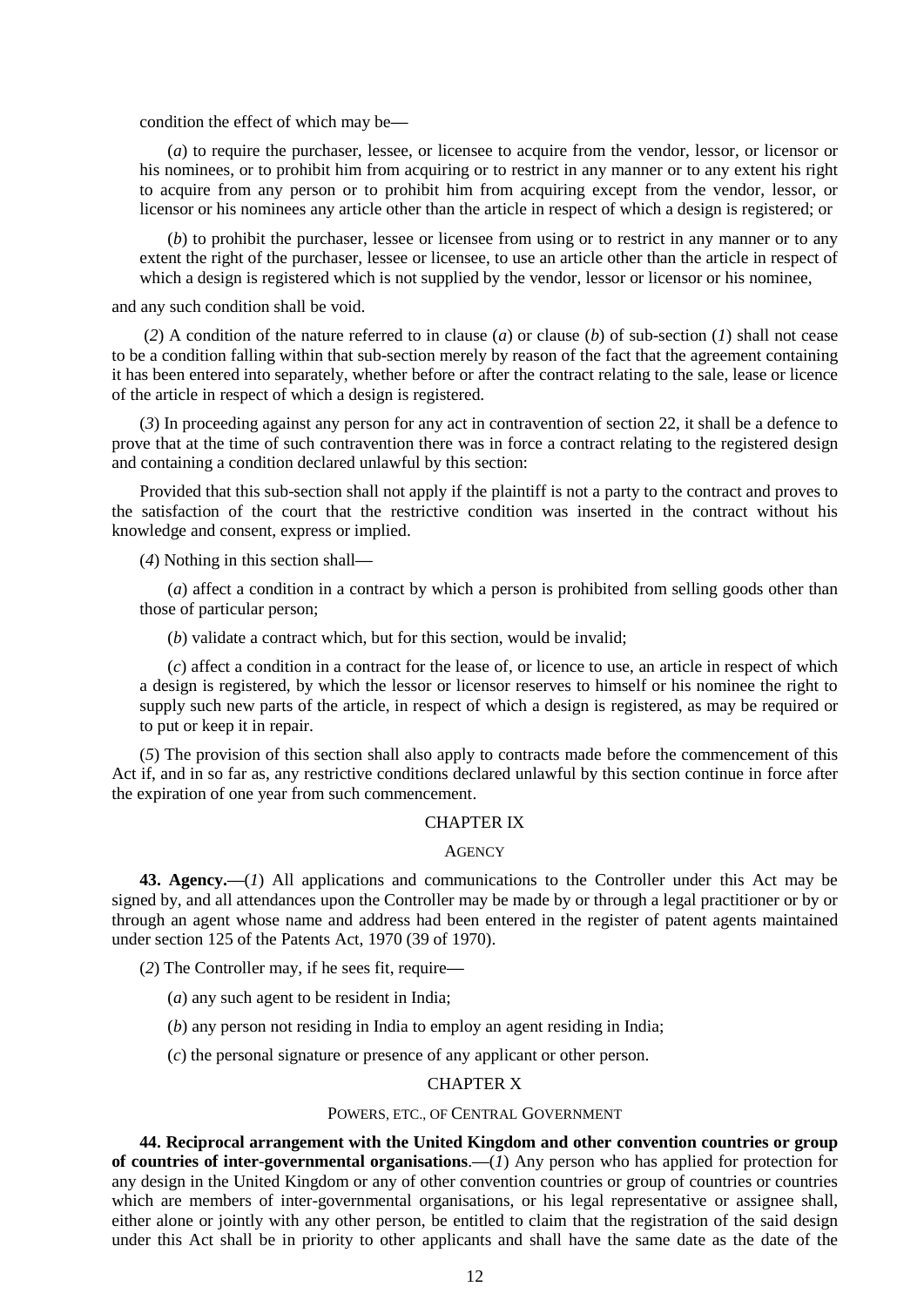condition the effect of which may be—

(*a*) to require the purchaser, lessee, or licensee to acquire from the vendor, lessor, or licensor or his nominees, or to prohibit him from acquiring or to restrict in any manner or to any extent his right to acquire from any person or to prohibit him from acquiring except from the vendor, lessor, or licensor or his nominees any article other than the article in respect of which a design is registered; or

(*b*) to prohibit the purchaser, lessee or licensee from using or to restrict in any manner or to any extent the right of the purchaser, lessee or licensee, to use an article other than the article in respect of which a design is registered which is not supplied by the vendor, lessor or licensor or his nominee,

and any such condition shall be void.

(*2*) A condition of the nature referred to in clause (*a*) or clause (*b*) of sub-section (*1*) shall not cease to be a condition falling within that sub-section merely by reason of the fact that the agreement containing it has been entered into separately, whether before or after the contract relating to the sale, lease or licence of the article in respect of which a design is registered.

(*3*) In proceeding against any person for any act in contravention of section 22, it shall be a defence to prove that at the time of such contravention there was in force a contract relating to the registered design and containing a condition declared unlawful by this section:

Provided that this sub-section shall not apply if the plaintiff is not a party to the contract and proves to the satisfaction of the court that the restrictive condition was inserted in the contract without his knowledge and consent, express or implied.

(*4*) Nothing in this section shall—

(*a*) affect a condition in a contract by which a person is prohibited from selling goods other than those of particular person;

(*b*) validate a contract which, but for this section, would be invalid;

(*c*) affect a condition in a contract for the lease of, or licence to use, an article in respect of which a design is registered, by which the lessor or licensor reserves to himself or his nominee the right to supply such new parts of the article, in respect of which a design is registered, as may be required or to put or keep it in repair.

(*5*) The provision of this section shall also apply to contracts made before the commencement of this Act if, and in so far as, any restrictive conditions declared unlawful by this section continue in force after the expiration of one year from such commencement.

## CHAPTER IX

### AGENCY

**43. Agency.**—(*1*) All applications and communications to the Controller under this Act may be signed by, and all attendances upon the Controller may be made by or through a legal practitioner or by or through an agent whose name and address had been entered in the register of patent agents maintained under section 125 of the Patents Act, 1970 (39 of 1970).

(*2*) The Controller may, if he sees fit, require—

(*a*) any such agent to be resident in India;

(*b*) any person not residing in India to employ an agent residing in India;

(*c*) the personal signature or presence of any applicant or other person.

## CHAPTER X

### POWERS, ETC., OF CENTRAL GOVERNMENT

**44. Reciprocal arrangement with the United Kingdom and other convention countries or group of countries of inter-governmental organisations**.—(*1*) Any person who has applied for protection for any design in the United Kingdom or any of other convention countries or group of countries or countries which are members of inter-governmental organisations, or his legal representative or assignee shall, either alone or jointly with any other person, be entitled to claim that the registration of the said design under this Act shall be in priority to other applicants and shall have the same date as the date of the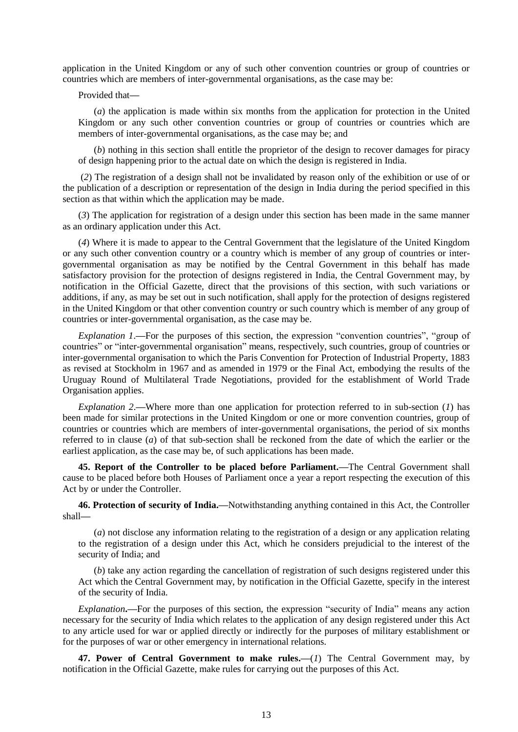application in the United Kingdom or any of such other convention countries or group of countries or countries which are members of inter-governmental organisations, as the case may be:

Provided that—

(*a*) the application is made within six months from the application for protection in the United Kingdom or any such other convention countries or group of countries or countries which are members of inter-governmental organisations, as the case may be; and

(*b*) nothing in this section shall entitle the proprietor of the design to recover damages for piracy of design happening prior to the actual date on which the design is registered in India.

(*2*) The registration of a design shall not be invalidated by reason only of the exhibition or use of or the publication of a description or representation of the design in India during the period specified in this section as that within which the application may be made.

(*3*) The application for registration of a design under this section has been made in the same manner as an ordinary application under this Act.

(*4*) Where it is made to appear to the Central Government that the legislature of the United Kingdom or any such other convention country or a country which is member of any group of countries or inter-governmental organisation as may be notified by the Central Government in this behalf has made satisfactory provision for the protection of designs registered in India, the Central Government may, by notification in the Official Gazette, direct that the provisions of this section, with such variations or additions, if any, as may be set out in such notification, shall apply for the protection of designs registered in the United Kingdom or that other convention country or such country which is member of any group of countries or inter-governmental organisation, as the case may be.

*Explanation 1*.—For the purposes of this section, the expression "convention countries", "group of countries" or "inter-governmental organisation" means, respectively, such countries, group of countries or inter-governmental organisation to which the Paris Convention for Protection of Industrial Property, 1883 as revised at Stockholm in 1967 and as amended in 1979 or the Final Act, embodying the results of the Uruguay Round of Multilateral Trade Negotiations, provided for the establishment of World Trade Organisation applies.

*Explanation 2*.—Where more than one application for protection referred to in sub-section (*1*) has been made for similar protections in the United Kingdom or one or more convention countries, group of countries or countries which are members of inter-governmental organisations, the period of six months referred to in clause (*a*) of that sub-section shall be reckoned from the date of which the earlier or the earliest application, as the case may be, of such applications has been made.

**45. Report of the Controller to be placed before Parliament.**—The Central Government shall cause to be placed before both Houses of Parliament once a year a report respecting the execution of this Act by or under the Controller.

**46. Protection of security of India.**—Notwithstanding anything contained in this Act, the Controller shall—

(*a*) not disclose any information relating to the registration of a design or any application relating to the registration of a design under this Act, which he considers prejudicial to the interest of the security of India; and

(*b*) take any action regarding the cancellation of registration of such designs registered under this Act which the Central Government may, by notification in the Official Gazette, specify in the interest of the security of India.

*Explanation*.—For the purposes of this section, the expression "security of India" means any action necessary for the security of India which relates to the application of any design registered under this Act to any article used for war or applied directly or indirectly for the purposes of military establishment or for the purposes of war or other emergency in international relations.

**47. Power of Central Government to make rules.**—(*1*) The Central Government may, by notification in the Official Gazette, make rules for carrying out the purposes of this Act.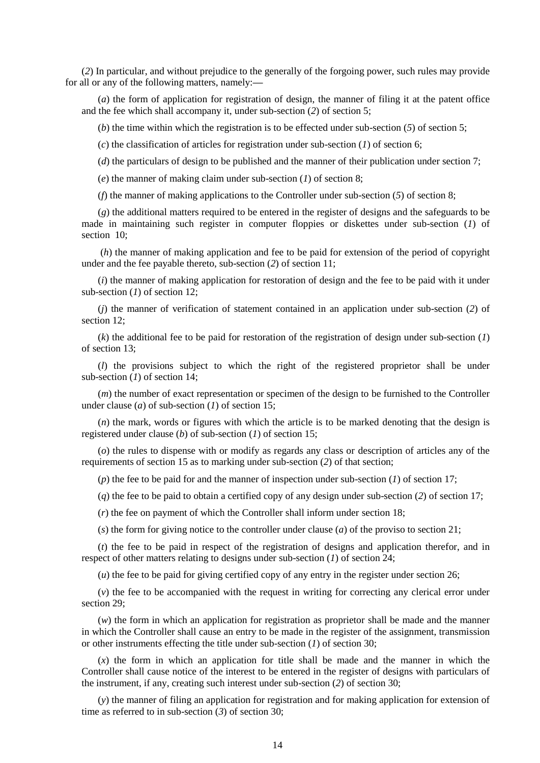(*2*) In particular, and without prejudice to the generally of the forgoing power, such rules may provide for all or any of the following matters, namely:—

(*a*) the form of application for registration of design, the manner of filing it at the patent office and the fee which shall accompany it, under sub-section (*2*) of section 5;

(*b*) the time within which the registration is to be effected under sub-section (*5*) of section 5;

(*c*) the classification of articles for registration under sub-section (*1*) of section 6;

(*d*) the particulars of design to be published and the manner of their publication under section 7;

(*e*) the manner of making claim under sub-section (*1*) of section 8;

(*f*) the manner of making applications to the Controller under sub-section (*5*) of section 8;

(*g*) the additional matters required to be entered in the register of designs and the safeguards to be made in maintaining such register in computer floppies or diskettes under sub-section (*1*) of section 10;

(*h*) the manner of making application and fee to be paid for extension of the period of copyright under and the fee payable thereto, sub-section (*2*) of section 11;

(*i*) the manner of making application for restoration of design and the fee to be paid with it under sub-section (*1*) of section 12;

(*j*) the manner of verification of statement contained in an application under sub-section (*2*) of section 12;

(*k*) the additional fee to be paid for restoration of the registration of design under sub-section (*1*) of section 13;

(*l*) the provisions subject to which the right of the registered proprietor shall be under sub-section (*1*) of section 14;

(*m*) the number of exact representation or specimen of the design to be furnished to the Controller under clause (*a*) of sub-section (*1*) of section 15;

(*n*) the mark, words or figures with which the article is to be marked denoting that the design is registered under clause (*b*) of sub-section (*1*) of section 15;

(*o*) the rules to dispense with or modify as regards any class or description of articles any of the requirements of section 15 as to marking under sub-section (*2*) of that section;

(*p*) the fee to be paid for and the manner of inspection under sub-section (*1*) of section 17;

(*q*) the fee to be paid to obtain a certified copy of any design under sub-section (*2*) of section 17;

(*r*) the fee on payment of which the Controller shall inform under section 18;

(*s*) the form for giving notice to the controller under clause (*a*) of the proviso to section 21;

(*t*) the fee to be paid in respect of the registration of designs and application therefor, and in respect of other matters relating to designs under sub-section (*1*) of section 24;

(*u*) the fee to be paid for giving certified copy of any entry in the register under section 26;

(*v*) the fee to be accompanied with the request in writing for correcting any clerical error under section 29;

(*w*) the form in which an application for registration as proprietor shall be made and the manner in which the Controller shall cause an entry to be made in the register of the assignment, transmission or other instruments effecting the title under sub-section (*1*) of section 30;

(*x*) the form in which an application for title shall be made and the manner in which the Controller shall cause notice of the interest to be entered in the register of designs with particulars of the instrument, if any, creating such interest under sub-section (*2*) of section 30;

(*y*) the manner of filing an application for registration and for making application for extension of time as referred to in sub-section (*3*) of section 30;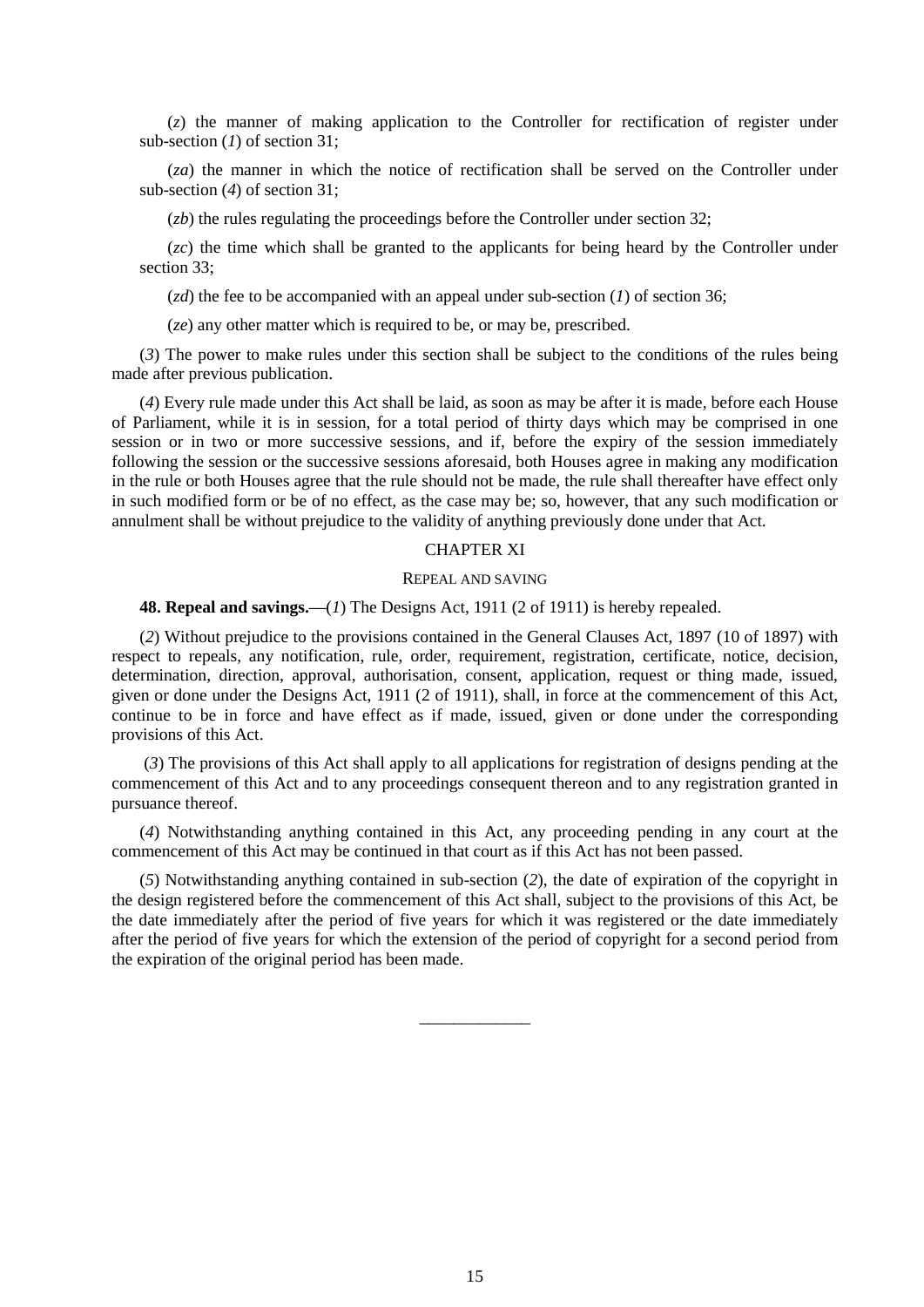(*z*) the manner of making application to the Controller for rectification of register under sub-section (*1*) of section 31;

(*za*) the manner in which the notice of rectification shall be served on the Controller under sub-section (*4*) of section 31;

(*zb*) the rules regulating the proceedings before the Controller under section 32;

(*zc*) the time which shall be granted to the applicants for being heard by the Controller under section 33;

(*zd*) the fee to be accompanied with an appeal under sub-section (*1*) of section 36;

(*ze*) any other matter which is required to be, or may be, prescribed.

(*3*) The power to make rules under this section shall be subject to the conditions of the rules being made after previous publication.

(*4*) Every rule made under this Act shall be laid, as soon as may be after it is made, before each House of Parliament, while it is in session, for a total period of thirty days which may be comprised in one session or in two or more successive sessions, and if, before the expiry of the session immediately following the session or the successive sessions aforesaid, both Houses agree in making any modification in the rule or both Houses agree that the rule should not be made, the rule shall thereafter have effect only in such modified form or be of no effect, as the case may be; so, however, that any such modification or annulment shall be without prejudice to the validity of anything previously done under that Act.

## CHAPTER XI

### REPEAL AND SAVING

**48. Repeal and savings.—**(*1*) The Designs Act, 1911 (2 of 1911) is hereby repealed.

(*2*) Without prejudice to the provisions contained in the General Clauses Act, 1897 (10 of 1897) with respect to repeals, any notification, rule, order, requirement, registration, certificate, notice, decision, determination, direction, approval, authorisation, consent, application, request or thing made, issued, given or done under the Designs Act, 1911 (2 of 1911), shall, in force at the commencement of this Act, continue to be in force and have effect as if made, issued, given or done under the corresponding provisions of this Act.

(*3*) The provisions of this Act shall apply to all applications for registration of designs pending at the commencement of this Act and to any proceedings consequent thereon and to any registration granted in pursuance thereof.

(*4*) Notwithstanding anything contained in this Act, any proceeding pending in any court at the commencement of this Act may be continued in that court as if this Act has not been passed.

(*5*) Notwithstanding anything contained in sub-section (*2*), the date of expiration of the copyright in the design registered before the commencement of this Act shall, subject to the provisions of this Act, be the date immediately after the period of five years for which it was registered or the date immediately after the period of five years for which the extension of the period of copyright for a second period from the expiration of the original period has been made.

————————